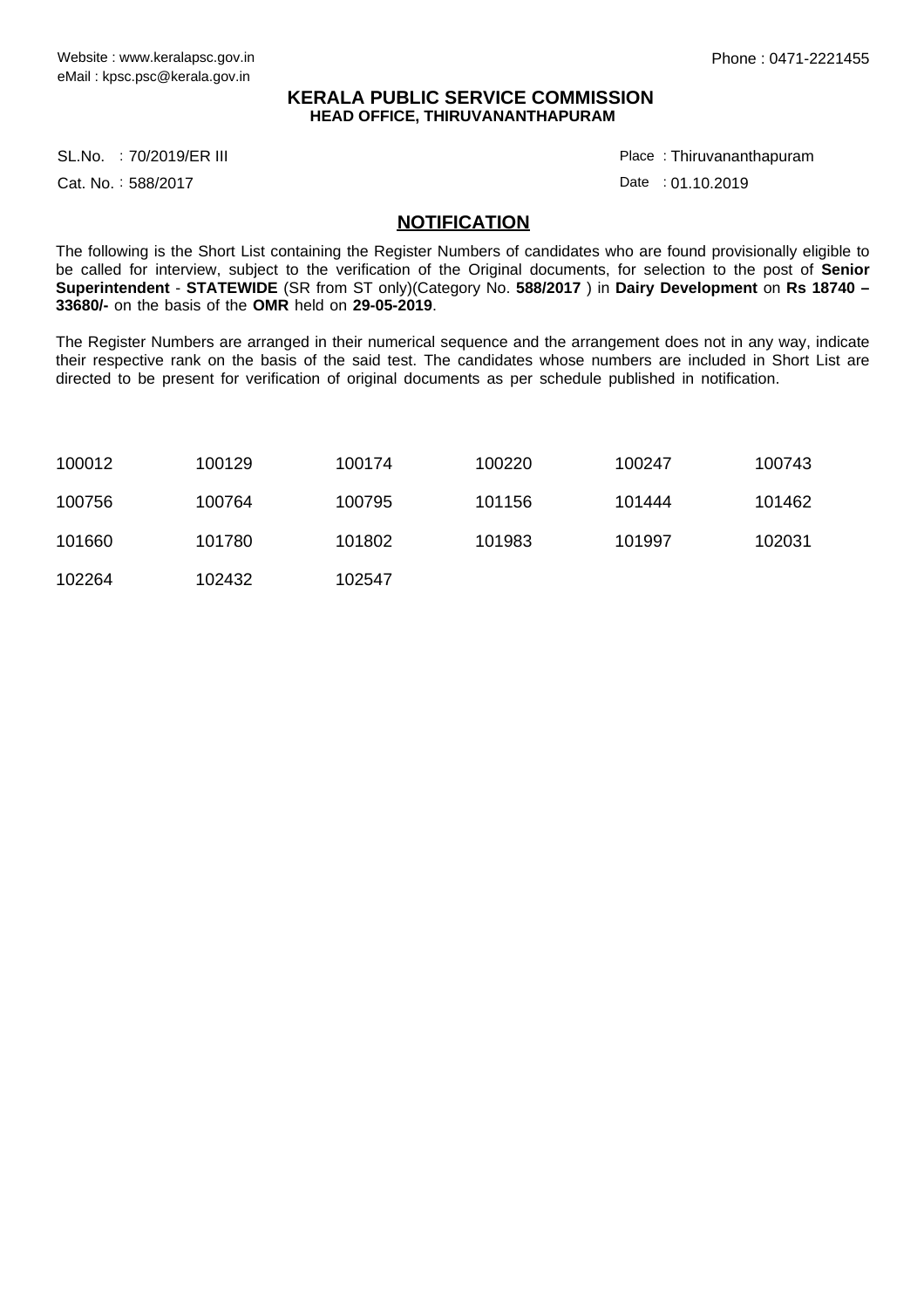Website : www.keralapsc.gov.in
eMail : kpsc.psc@kerala.gov.in

Phone : 0471-2221455

**KERALA PUBLIC SERVICE COMMISSION**
**HEAD OFFICE, THIRUVANANTHAPURAM**

SL.No. : 70/2019/ER III
Cat. No. : 588/2017

Place : Thiruvananthapuram
Date : 01.10.2019

## NOTIFICATION

The following is the Short List containing the Register Numbers of candidates who are found provisionally eligible to be called for interview, subject to the verification of the Original documents, for selection to the post of **Senior Superintendent** - **STATEWIDE** (SR from ST only)(Category No. **588/2017** ) in **Dairy Development** on **Rs 18740 – 33680/-** on the basis of the **OMR** held on **29-05-2019**.

The Register Numbers are arranged in their numerical sequence and the arrangement does not in any way, indicate their respective rank on the basis of the said test. The candidates whose numbers are included in Short List are directed to be present for verification of original documents as per schedule published in notification.

| | | | | | |
|---|---|---|---|---|---|
| 100012 | 100129 | 100174 | 100220 | 100247 | 100743 |
| 100756 | 100764 | 100795 | 101156 | 101444 | 101462 |
| 101660 | 101780 | 101802 | 101983 | 101997 | 102031 |
| 102264 | 102432 | 102547 | | | |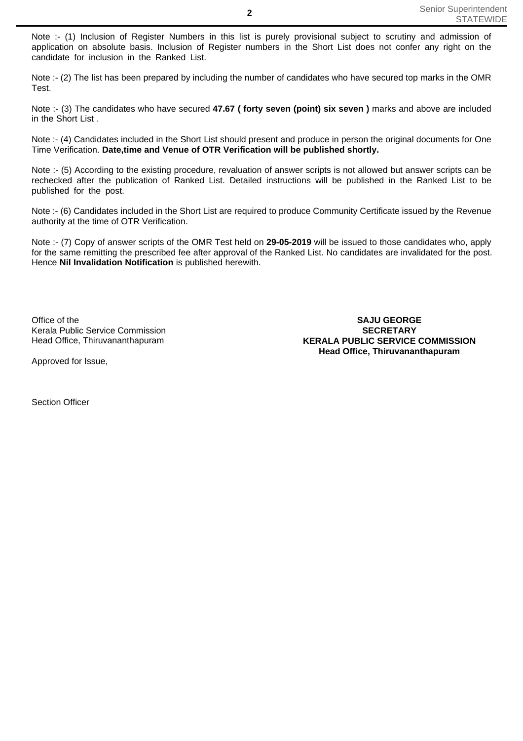Note :- (1) Inclusion of Register Numbers in this list is purely provisional subject to scrutiny and admission of application on absolute basis. Inclusion of Register numbers in the Short List does not confer any right on the candidate for inclusion in the Ranked List.

Note :- (2) The list has been prepared by including the number of candidates who have secured top marks in the OMR Test.

Note :- (3) The candidates who have secured **47.67 ( forty seven (point) six seven )** marks and above are included in the Short List .

Note :- (4) Candidates included in the Short List should present and produce in person the original documents for One Time Verification. **Date,time and Venue of OTR Verification will be published shortly.**

Note :- (5) According to the existing procedure, revaluation of answer scripts is not allowed but answer scripts can be rechecked after the publication of Ranked List. Detailed instructions will be published in the Ranked List to be published for the post.

Note :- (6) Candidates included in the Short List are required to produce Community Certificate issued by the Revenue authority at the time of OTR Verification.

Note :- (7) Copy of answer scripts of the OMR Test held on **29-05-2019** will be issued to those candidates who, apply for the same remitting the prescribed fee after approval of the Ranked List. No candidates are invalidated for the post. Hence **Nil Invalidation Notification** is published herewith.

Office of the
Kerala Public Service Commission
Head Office, Thiruvananthapuram

**SAJU GEORGE**
**SECRETARY**
**KERALA PUBLIC SERVICE COMMISSION**
**Head Office, Thiruvananthapuram**

Approved for Issue,

Section Officer